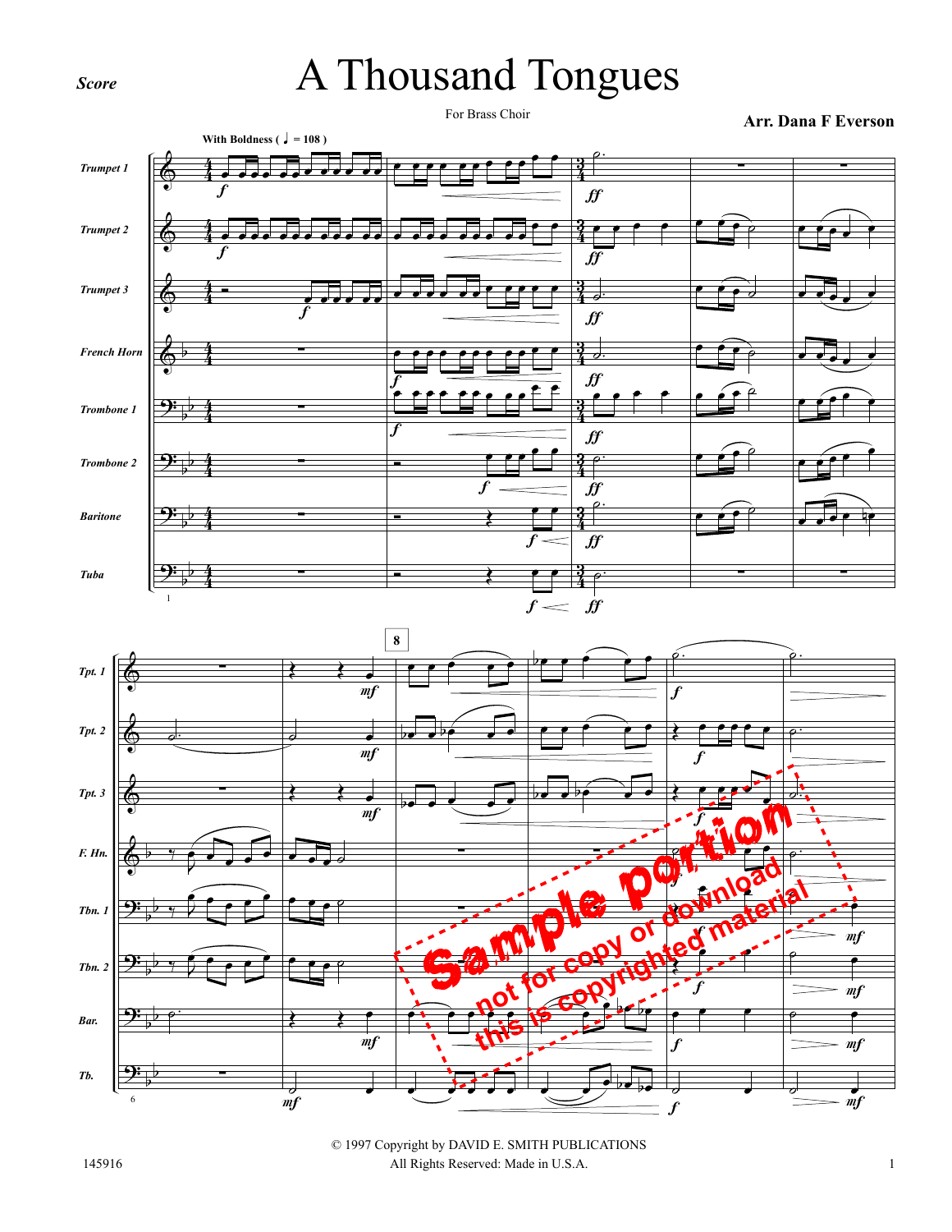*Score*

# A Thousand Tongues

For Brass Choir

**Arr. Dana F Everson**

**With Boldness ( ♩ = 108 )**

Trumpet 1
Trumpet 2
Trumpet 3
French Horn
Trombone 1
Trombone 2
Baritone
Tuba

Sample portion
not for copy or download
this is copyrighted material

© 1997 Copyright by DAVID E. SMITH PUBLICATIONS
All Rights Reserved: Made in U.S.A.

145916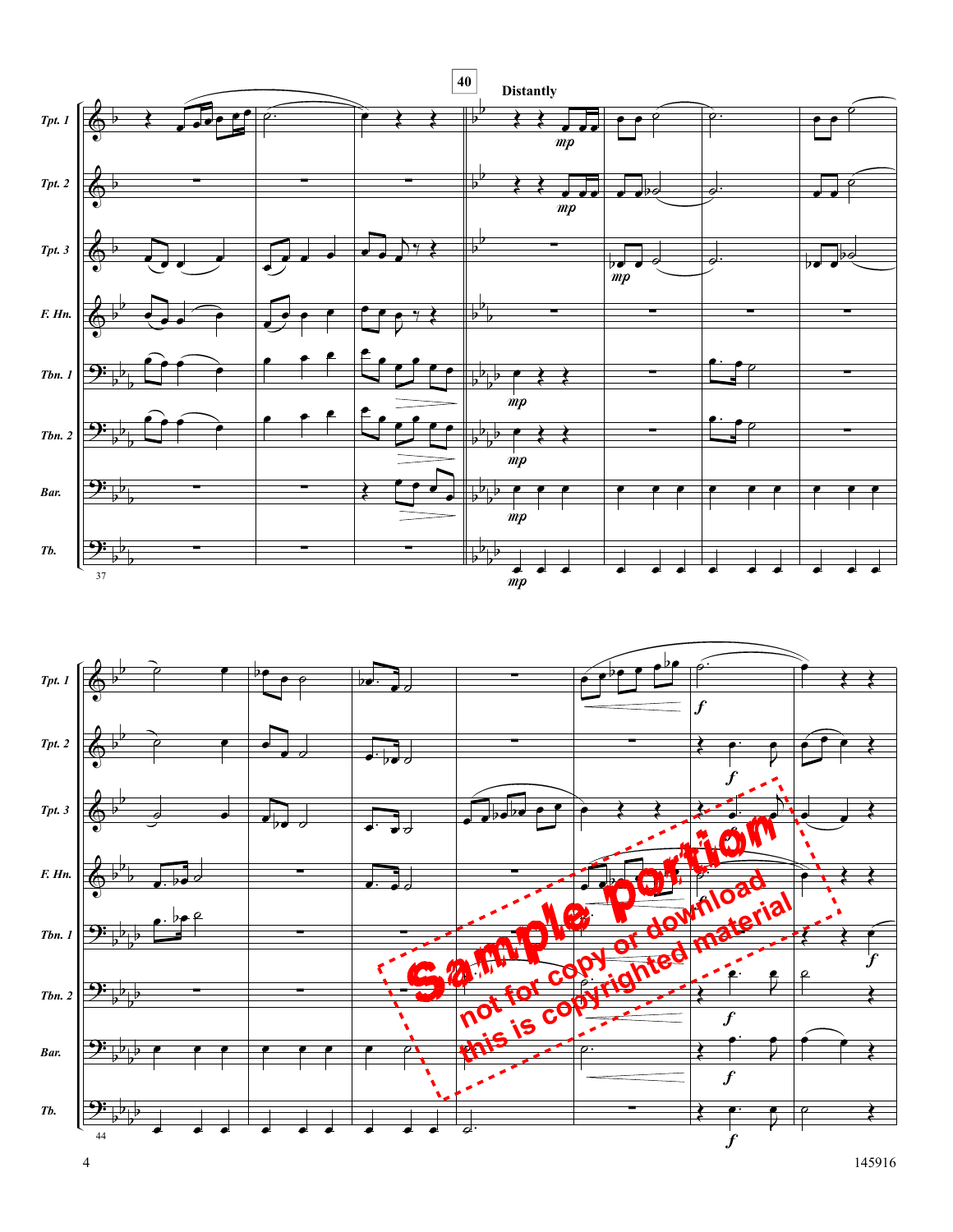**40** *Distantly*

Tpt. 1
Tpt. 2
Tpt. 3
F. Hn.
Tbn. 1
Tbn. 2
Bar.
Tb.

Sample portion
not for copy or download
this is copyrighted material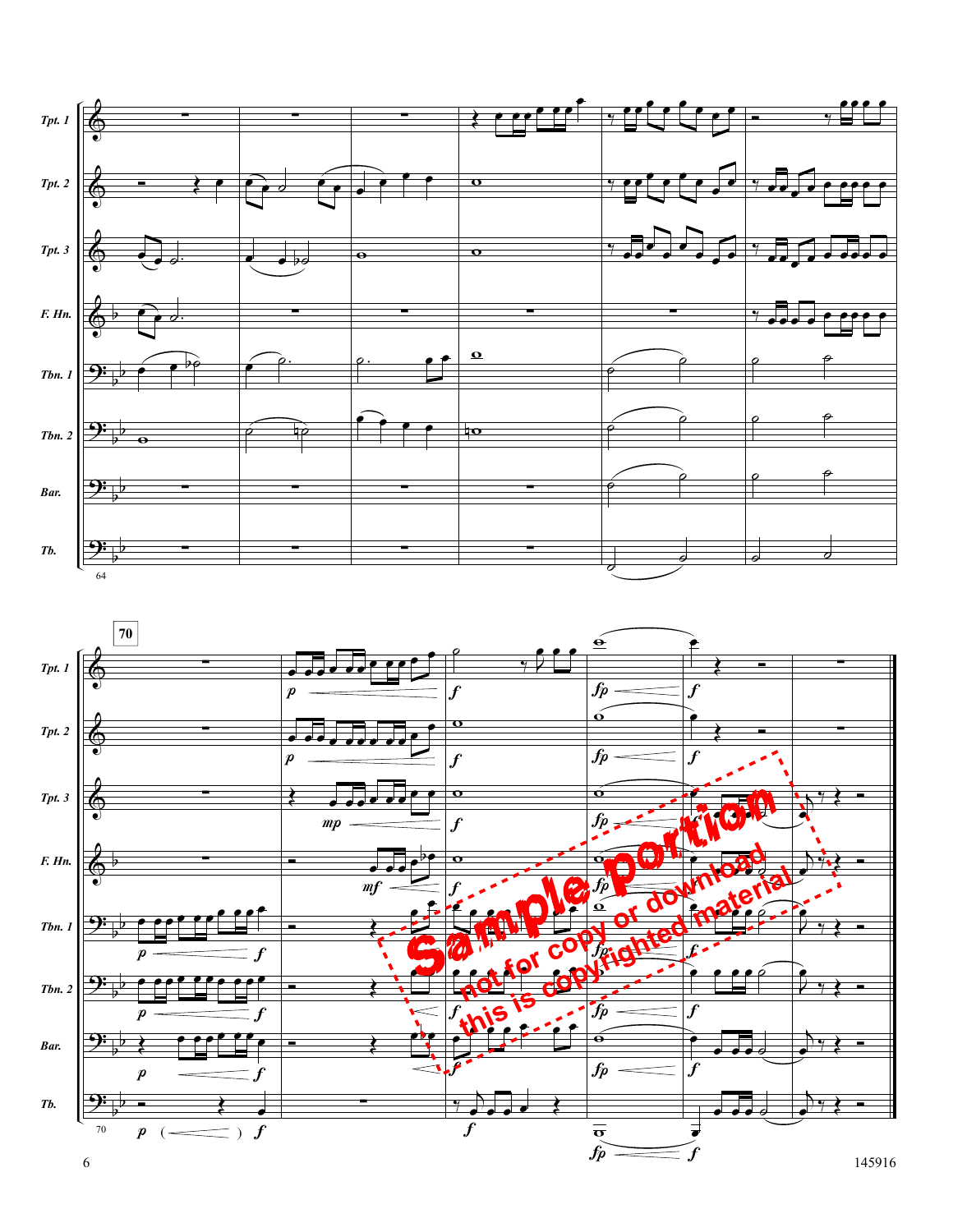Tpt. 1

Tpt. 2

Tpt. 3

F. Hn.

Tbn. 1

Tbn. 2

Bar.

Tb.

70

Sample portion
not for copy or download
this is copyrighted material

145916